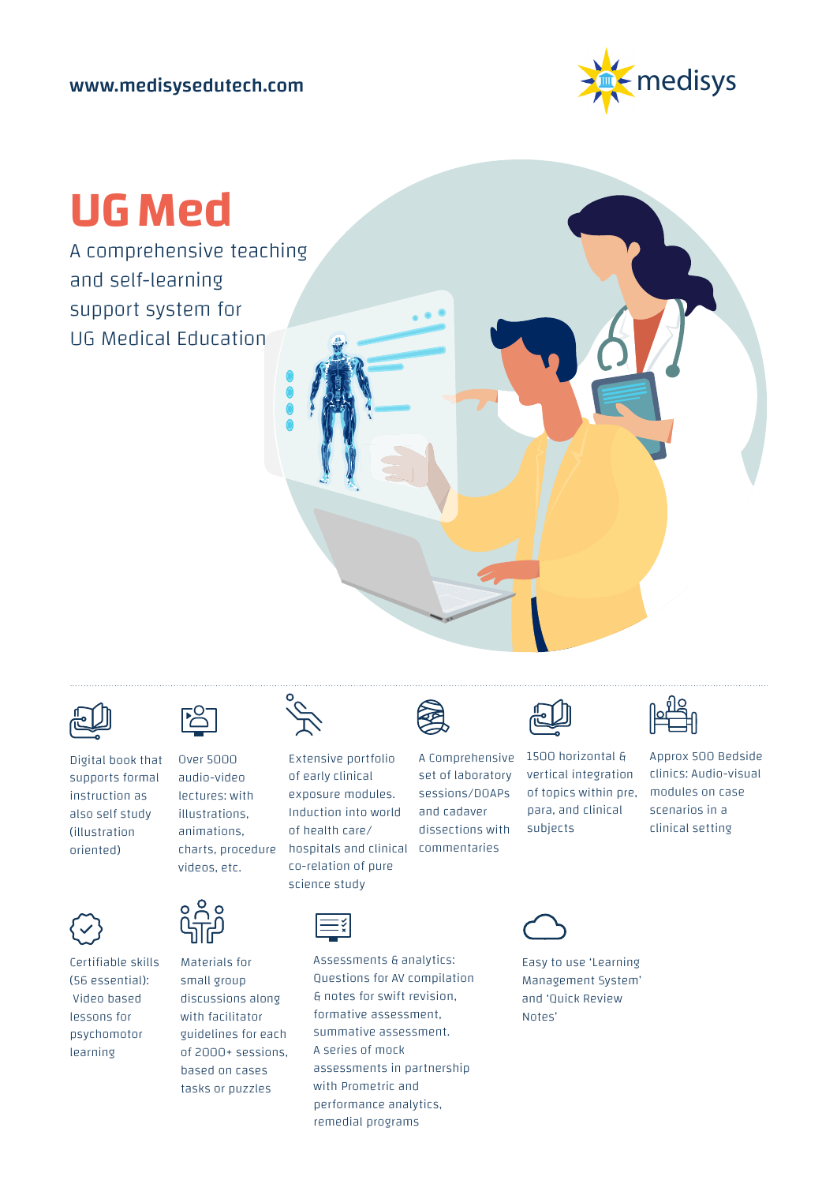www.medisysedutech.com

medisys

# UG Med

A comprehensive teaching and self-learning support system for UG Medical Education

- Digital book that supports formal instruction as also self study (illustration oriented)
- Over 5000 audio-video lectures: with illustrations, animations, charts, procedure videos, etc.
- Extensive portfolio of early clinical exposure modules. Induction into world of health care/ hospitals and clinical co-relation of pure science study
- A Comprehensive set of laboratory sessions/DOAPs and cadaver dissections with commentaries
- 1500 horizontal & vertical integration of topics within pre, para, and clinical subjects
- Approx 500 Bedside clinics: Audio-visual modules on case scenarios in a clinical setting
- Certifiable skills (56 essential): Video based lessons for psychomotor learning
- Materials for small group discussions along with facilitator guidelines for each of 2000+ sessions, based on cases tasks or puzzles
- Assessments & analytics: Questions for AV compilation & notes for swift revision, formative assessment, summative assessment. A series of mock assessments in partnership with Prometric and performance analytics, remedial programs
- Easy to use 'Learning Management System' and 'Quick Review Notes'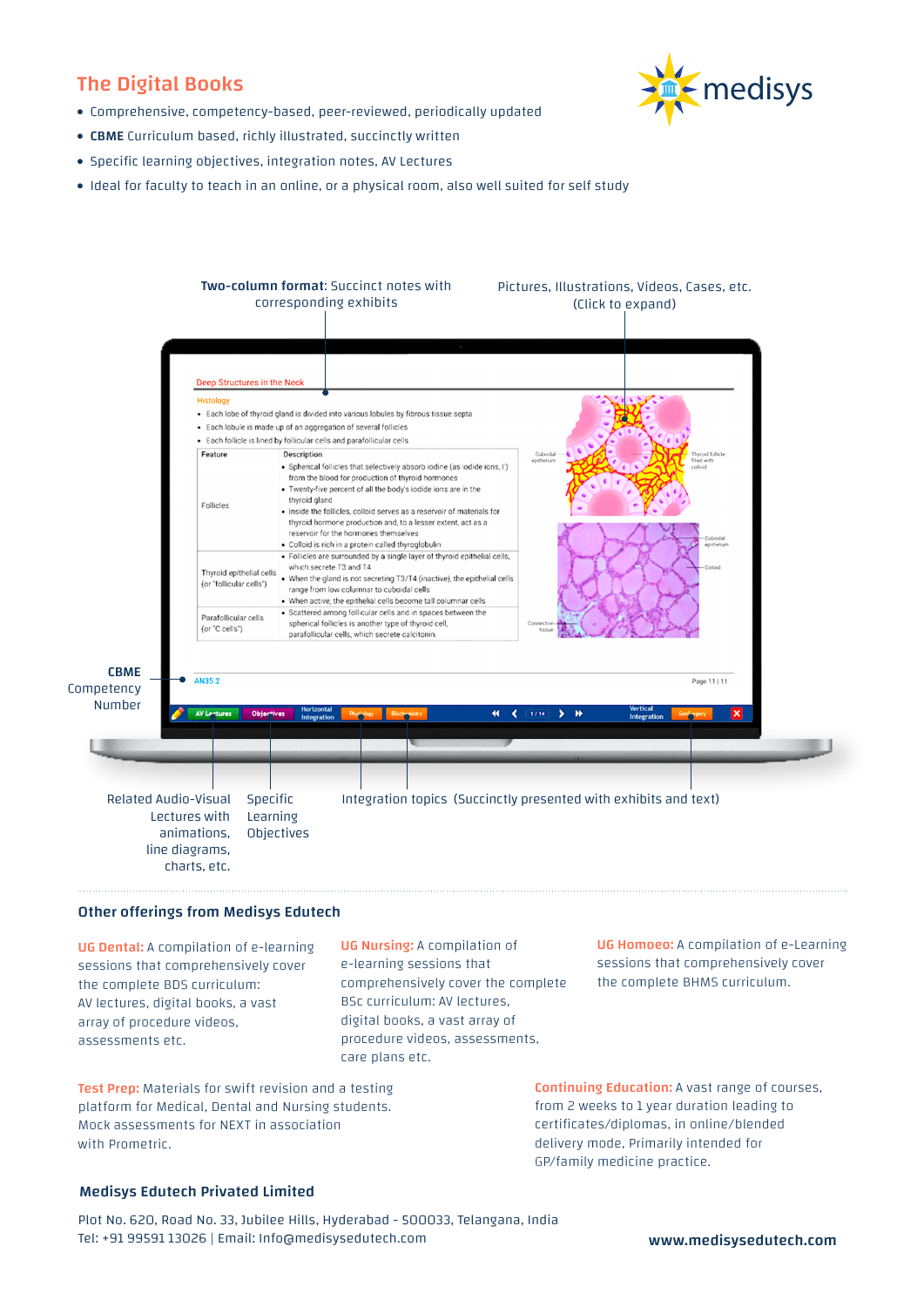## The Digital Books

- Comprehensive, competency-based, peer-reviewed, periodically updated
- **CBME** Curriculum based, richly illustrated, succinctly written
- Specific learning objectives, integration notes, AV Lectures
- Ideal for faculty to teach in an online, or a physical room, also well suited for self study

**Two-column format:** Succinct notes with corresponding exhibits

Pictures, Illustrations, Videos, Cases, etc. (Click to expand)

**CBME** Competency Number

Related Audio-Visual Lectures with animations, line diagrams, charts, etc.

Specific Learning Objectives

Integration topics (Succinctly presented with exhibits and text)

### Other offerings from Medisys Edutech

**UG Dental:** A compilation of e-learning sessions that comprehensively cover the complete BDS curriculum: AV lectures, digital books, a vast array of procedure videos, assessments etc.

**UG Nursing:** A compilation of e-learning sessions that comprehensively cover the complete BSc curriculum: AV lectures, digital books, a vast array of procedure videos, assessments, care plans etc.

**UG Homoeo:** A compilation of e-Learning sessions that comprehensively cover the complete BHMS curriculum.

**Test Prep:** Materials for swift revision and a testing platform for Medical, Dental and Nursing students. Mock assessments for NEXT in association with Prometric.

**Continuing Education:** A vast range of courses, from 2 weeks to 1 year duration leading to certificates/diplomas, in online/blended delivery mode, Primarily intended for GP/family medicine practice.

### Medisys Edutech Privated Limited

Plot No. 620, Road No. 33, Jubilee Hills, Hyderabad - 500033, Telangana, India
Tel: +91 99591 13026 | Email: Info@medisysedutech.com

**www.medisysedutech.com**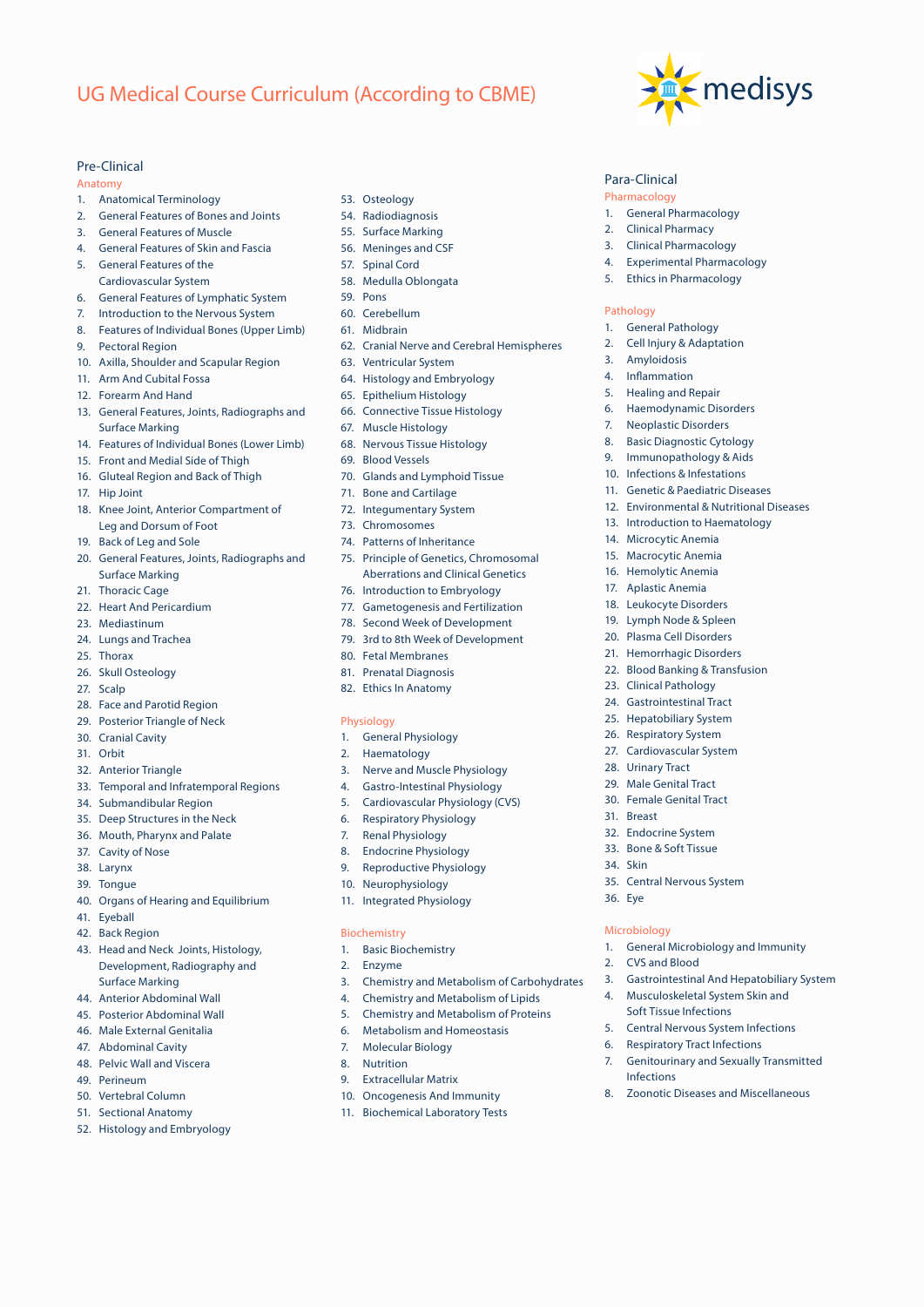# UG Medical Course Curriculum (According to CBME)

medisys

## Pre-Clinical

### Anatomy

1. Anatomical Terminology
2. General Features of Bones and Joints
3. General Features of Muscle
4. General Features of Skin and Fascia
5. General Features of the Cardiovascular System
6. General Features of Lymphatic System
7. Introduction to the Nervous System
8. Features of Individual Bones (Upper Limb)
9. Pectoral Region
10. Axilla, Shoulder and Scapular Region
11. Arm And Cubital Fossa
12. Forearm And Hand
13. General Features, Joints, Radiographs and Surface Marking
14. Features of Individual Bones (Lower Limb)
15. Front and Medial Side of Thigh
16. Gluteal Region and Back of Thigh
17. Hip Joint
18. Knee Joint, Anterior Compartment of Leg and Dorsum of Foot
19. Back of Leg and Sole
20. General Features, Joints, Radiographs and Surface Marking
21. Thoracic Cage
22. Heart And Pericardium
23. Mediastinum
24. Lungs and Trachea
25. Thorax
26. Skull Osteology
27. Scalp
28. Face and Parotid Region
29. Posterior Triangle of Neck
30. Cranial Cavity
31. Orbit
32. Anterior Triangle
33. Temporal and Infratemporal Regions
34. Submandibular Region
35. Deep Structures in the Neck
36. Mouth, Pharynx and Palate
37. Cavity of Nose
38. Larynx
39. Tongue
40. Organs of Hearing and Equilibrium
41. Eyeball
42. Back Region
43. Head and Neck Joints, Histology, Development, Radiography and Surface Marking
44. Anterior Abdominal Wall
45. Posterior Abdominal Wall
46. Male External Genitalia
47. Abdominal Cavity
48. Pelvic Wall and Viscera
49. Perineum
50. Vertebral Column
51. Sectional Anatomy
52. Histology and Embryology
53. Osteology
54. Radiodiagnosis
55. Surface Marking
56. Meninges and CSF
57. Spinal Cord
58. Medulla Oblongata
59. Pons
60. Cerebellum
61. Midbrain
62. Cranial Nerve and Cerebral Hemispheres
63. Ventricular System
64. Histology and Embryology
65. Epithelium Histology
66. Connective Tissue Histology
67. Muscle Histology
68. Nervous Tissue Histology
69. Blood Vessels
70. Glands and Lymphoid Tissue
71. Bone and Cartilage
72. Integumentary System
73. Chromosomes
74. Patterns of Inheritance
75. Principle of Genetics, Chromosomal Aberrations and Clinical Genetics
76. Introduction to Embryology
77. Gametogenesis and Fertilization
78. Second Week of Development
79. 3rd to 8th Week of Development
80. Fetal Membranes
81. Prenatal Diagnosis
82. Ethics In Anatomy

### Physiology

1. General Physiology
2. Haematology
3. Nerve and Muscle Physiology
4. Gastro-Intestinal Physiology
5. Cardiovascular Physiology (CVS)
6. Respiratory Physiology
7. Renal Physiology
8. Endocrine Physiology
9. Reproductive Physiology
10. Neurophysiology
11. Integrated Physiology

### Biochemistry

1. Basic Biochemistry
2. Enzyme
3. Chemistry and Metabolism of Carbohydrates
4. Chemistry and Metabolism of Lipids
5. Chemistry and Metabolism of Proteins
6. Metabolism and Homeostasis
7. Molecular Biology
8. Nutrition
9. Extracellular Matrix
10. Oncogenesis And Immunity
11. Biochemical Laboratory Tests

## Para-Clinical

### Pharmacology

1. General Pharmacology
2. Clinical Pharmacy
3. Clinical Pharmacology
4. Experimental Pharmacology
5. Ethics in Pharmacology

### Pathology

1. General Pathology
2. Cell Injury & Adaptation
3. Amyloidosis
4. Inflammation
5. Healing and Repair
6. Haemodynamic Disorders
7. Neoplastic Disorders
8. Basic Diagnostic Cytology
9. Immunopathology & Aids
10. Infections & Infestations
11. Genetic & Paediatric Diseases
12. Environmental & Nutritional Diseases
13. Introduction to Haematology
14. Microcytic Anemia
15. Macrocytic Anemia
16. Hemolytic Anemia
17. Aplastic Anemia
18. Leukocyte Disorders
19. Lymph Node & Spleen
20. Plasma Cell Disorders
21. Hemorrhagic Disorders
22. Blood Banking & Transfusion
23. Clinical Pathology
24. Gastrointestinal Tract
25. Hepatobiliary System
26. Respiratory System
27. Cardiovascular System
28. Urinary Tract
29. Male Genital Tract
30. Female Genital Tract
31. Breast
32. Endocrine System
33. Bone & Soft Tissue
34. Skin
35. Central Nervous System
36. Eye

### Microbiology

1. General Microbiology and Immunity
2. CVS and Blood
3. Gastrointestinal And Hepatobiliary System
4. Musculoskeletal System Skin and Soft Tissue Infections
5. Central Nervous System Infections
6. Respiratory Tract Infections
7. Genitourinary and Sexually Transmitted Infections
8. Zoonotic Diseases and Miscellaneous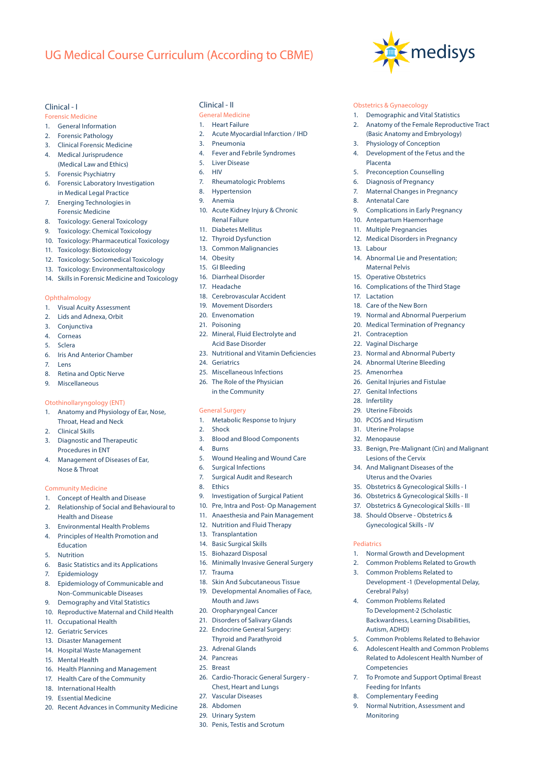# UG Medical Course Curriculum (According to CBME)

medisys

## Clinical - I

### Forensic Medicine

1. General Information
2. Forensic Pathology
3. Clinical Forensic Medicine
4. Medical Jurisprudence (Medical Law and Ethics)
5. Forensic Psychiatrry
6. Forensic Laboratory Investigation in Medical Legal Practice
7. Energing Technologies in Forensic Medicine
8. Toxicology: General Toxicology
9. Toxicology: Chemical Toxicology
10. Toxicology: Pharmaceutical Toxicology
11. Toxicology: Biotoxicology
12. Toxicology: Sociomedical Toxicology
13. Toxicology: Environmentaltoxicology
14. Skills in Forensic Medicine and Toxicology

### Ophthalmology

1. Visual Acuity Assessment
2. Lids and Adnexa, Orbit
3. Conjunctiva
4. Corneas
5. Sclera
6. Iris And Anterior Chamber
7. Lens
8. Retina and Optic Nerve
9. Miscellaneous

### Otothinollaryngology (ENT)

1. Anatomy and Physiology of Ear, Nose, Throat, Head and Neck
2. Clinical Skills
3. Diagnostic and Therapeutic Procedures in ENT
4. Management of Diseases of Ear, Nose & Throat

### Community Medicine

1. Concept of Health and Disease
2. Relationship of Social and Behavioural to Health and Disease
3. Environmental Health Problems
4. Principles of Health Promotion and Education
5. Nutrition
6. Basic Statistics and its Applications
7. Epidemiology
8. Epidemiology of Communicable and Non-Communicable Diseases
9. Demography and Vital Statistics
10. Reproductive Maternal and Child Health
11. Occupational Health
12. Geriatric Services
13. Disaster Management
14. Hospital Waste Management
15. Mental Health
16. Health Planning and Management
17. Health Care of the Community
18. International Health
19. Essential Medicine
20. Recent Advances in Community Medicine

## Clinical - II

### General Medicine

1. Heart Failure
2. Acute Myocardial Infarction / IHD
3. Pneumonia
4. Fever and Febrile Syndromes
5. Liver Disease
6. HIV
7. Rheumatologic Problems
8. Hypertension
9. Anemia
10. Acute Kidney Injury & Chronic Renal Failure
11. Diabetes Mellitus
12. Thyroid Dysfunction
13. Common Malignancies
14. Obesity
15. GI Bleeding
16. Diarrheal Disorder
17. Headache
18. Cerebrovascular Accident
19. Movement Disorders
20. Envenomation
21. Poisoning
22. Mineral, Fluid Electrolyte and Acid Base Disorder
23. Nutritional and Vitamin Deficiencies
24. Geriatrics
25. Miscellaneous Infections
26. The Role of the Physician in the Community

### General Surgery

1. Metabolic Response to Injury
2. Shock
3. Blood and Blood Components
4. Burns
5. Wound Healing and Wound Care
6. Surgical Infections
7. Surgical Audit and Research
8. Ethics
9. Investigation of Surgical Patient
10. Pre, Intra and Post- Op Management
11. Anaesthesia and Pain Management
12. Nutrition and Fluid Therapy
13. Transplantation
14. Basic Surgical Skills
15. Biohazard Disposal
16. Minimally Invasive General Surgery
17. Trauma
18. Skin And Subcutaneous Tissue
19. Developmental Anomalies of Face, Mouth and Jaws
20. Oropharyngeal Cancer
21. Disorders of Salivary Glands
22. Endocrine General Surgery: Thyroid and Parathyroid
23. Adrenal Glands
24. Pancreas
25. Breast
26. Cardio-Thoracic General Surgery - Chest, Heart and Lungs
27. Vascular Diseases
28. Abdomen
29. Urinary System
30. Penis, Testis and Scrotum

### Obstetrics & Gynaecology

1. Demographic and Vital Statistics
2. Anatomy of the Female Reproductive Tract (Basic Anatomy and Embryology)
3. Physiology of Conception
4. Development of the Fetus and the Placenta
5. Preconception Counselling
6. Diagnosis of Pregnancy
7. Maternal Changes in Pregnancy
8. Antenatal Care
9. Complications in Early Pregnancy
10. Antepartum Haemorrhage
11. Multiple Pregnancies
12. Medical Disorders in Pregnancy
13. Labour
14. Abnormal Lie and Presentation; Maternal Pelvis
15. Operative Obstetrics
16. Complications of the Third Stage
17. Lactation
18. Care of the New Born
19. Normal and Abnormal Puerperium
20. Medical Termination of Pregnancy
21. Contraception
22. Vaginal Discharge
23. Normal and Abnormal Puberty
24. Abnormal Uterine Bleeding
25. Amenorrhea
26. Genital Injuries and Fistulae
27. Genital Infections
28. Infertility
29. Uterine Fibroids
30. PCOS and Hirsutism
31. Uterine Prolapse
32. Menopause
33. Benign, Pre-Malignant (Cin) and Malignant Lesions of the Cervix
34. And Malignant Diseases of the Uterus and the Ovaries
35. Obstetrics & Gynecological Skills - I
36. Obstetrics & Gynecological Skills - II
37. Obstetrics & Gynecological Skills - III
38. Should Observe - Obstetrics & Gynecological Skills - IV

### Pediatrics

1. Normal Growth and Development
2. Common Problems Related to Growth
3. Common Problems Related to Development -1 (Developmental Delay, Cerebral Palsy)
4. Common Problems Related To Development-2 (Scholastic Backwardness, Learning Disabilities, Autism, ADHD)
5. Common Problems Related to Behavior
6. Adolescent Health and Common Problems Related to Adolescent Health Number of Competencies
7. To Promote and Support Optimal Breast Feeding for Infants
8. Complementary Feeding
9. Normal Nutrition, Assessment and Monitoring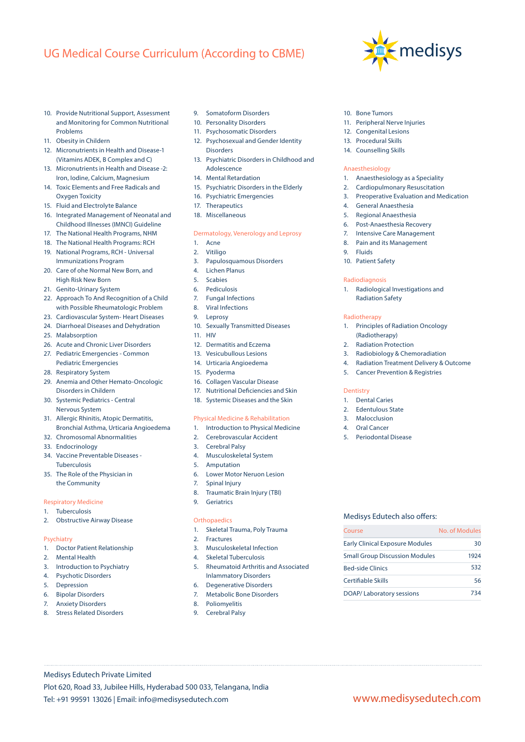# UG Medical Course Curriculum (According to CBME)

medisys

10. Provide Nutritional Support, Assessment and Monitoring for Common Nutritional Problems
11. Obesity in Childern
12. Micronutrients in Health and Disease-1 (Vitamins ADEK, B Complex and C)
13. Micronutrients in Health and Disease -2: Iron, Iodine, Calcium, Magnesium
14. Toxic Elements and Free Radicals and Oxygen Toxicity
15. Fluid and Electrolyte Balance
16. Integrated Management of Neonatal and Childhood Illnesses (IMNCI) Guideline
17. The National Health Programs, NHM
18. The National Health Programs: RCH
19. National Programs, RCH - Universal Immunizations Program
20. Care of ohe Normal New Born, and High Risk New Born
21. Genito-Urinary System
22. Approach To And Recognition of a Child with Possible Rheumatologic Problem
23. Cardiovascular System- Heart Diseases
24. Diarrhoeal Diseases and Dehydration
25. Malabsorption
26. Acute and Chronic Liver Disorders
27. Pediatric Emergencies - Common Pediatric Emergencies
28. Respiratory System
29. Anemia and Other Hemato-Oncologic Disorders in Childern
30. Systemic Pediatrics - Central Nervous System
31. Allergic Rhinitis, Atopic Dermatitis, Bronchial Asthma, Urticaria Angioedema
32. Chromosomal Abnormalities
33. Endocrinology
34. Vaccine Preventable Diseases - Tuberculosis
35. The Role of the Physician in the Community

## Respiratory Medicine

1. Tuberculosis
2. Obstructive Airway Disease

## Psychiatry

1. Doctor Patient Relationship
2. Mental Health
3. Introduction to Psychiatry
4. Psychotic Disorders
5. Depression
6. Bipolar Disorders
7. Anxiety Disorders
8. Stress Related Disorders
9. Somatoform Disorders
10. Personality Disorders
11. Psychosomatic Disorders
12. Psychosexual and Gender Identity Disorders
13. Psychiatric Disorders in Childhood and Adolescence
14. Mental Retardation
15. Psychiatric Disorders in the Elderly
16. Psychiatric Emergencies
17. Therapeutics
18. Miscellaneous

## Dermatology, Venerology and Leprosy

1. Acne
2. Vitiligo
3. Papulosquamous Disorders
4. Lichen Planus
5. Scabies
6. Pediculosis
7. Fungal Infections
8. Viral Infections
9. Leprosy
10. Sexually Transmitted Diseases
11. HIV
12. Dermatitis and Eczema
13. Vesicubullous Lesions
14. Urticaria Angioedema
15. Pyoderma
16. Collagen Vascular Disease
17. Nutritional Deficiencies and Skin
18. Systemic Diseases and the Skin

## Physical Medicine & Rehabilitation

1. Introduction to Physical Medicine
2. Cerebrovascular Accident
3. Cerebral Palsy
4. Musculoskeletal System
5. Amputation
6. Lower Motor Neruon Lesion
7. Spinal Injury
8. Traumatic Brain Injury (TBI)
9. Geriatrics

## Orthopaedics

1. Skeletal Trauma, Poly Trauma
2. Fractures
3. Musculoskeletal Infection
4. Skeletal Tuberculosis
5. Rheumatoid Arthritis and Associated Inlammatory Disorders
6. Degenerative Disorders
7. Metabolic Bone Disorders
8. Poliomyelitis
9. Cerebral Palsy
10. Bone Tumors
11. Peripheral Nerve Injuries
12. Congenital Lesions
13. Procedural Skills
14. Counselling Skills

## Anaesthesiology

1. Anaesthesiology as a Speciality
2. Cardiopulmonary Resuscitation
3. Preoperative Evaluation and Medication
4. General Anaesthesia
5. Regional Anaesthesia
6. Post-Anaesthesia Recovery
7. Intensive Care Management
8. Pain and its Management
9. Fluids
10. Patient Safety

## Radiodiagnosis

1. Radiological Investigations and Radiation Safety

## Radiotherapy

1. Principles of Radiation Oncology (Radiotherapy)
2. Radiation Protection
3. Radiobiology & Chemoradiation
4. Radiation Treatment Delivery & Outcome
5. Cancer Prevention & Registries

## Dentistry

1. Dental Caries
2. Edentulous State
3. Malocclusion
4. Oral Cancer
5. Periodontal Disease

## Medisys Edutech also offers:

| Course | No. of Modules |
|---|---|
| Early Clinical Exposure Modules | 30 |
| Small Group Discussion Modules | 1924 |
| Bed-side Clinics | 532 |
| Certifiable Skills | 56 |
| DOAP/ Laboratory sessions | 734 |

Medisys Edutech Private Limited
Plot 620, Road 33, Jubilee Hills, Hyderabad 500 033, Telangana, India
Tel: +91 99591 13026 | Email: info@medisysedutech.com

www.medisysedutech.com